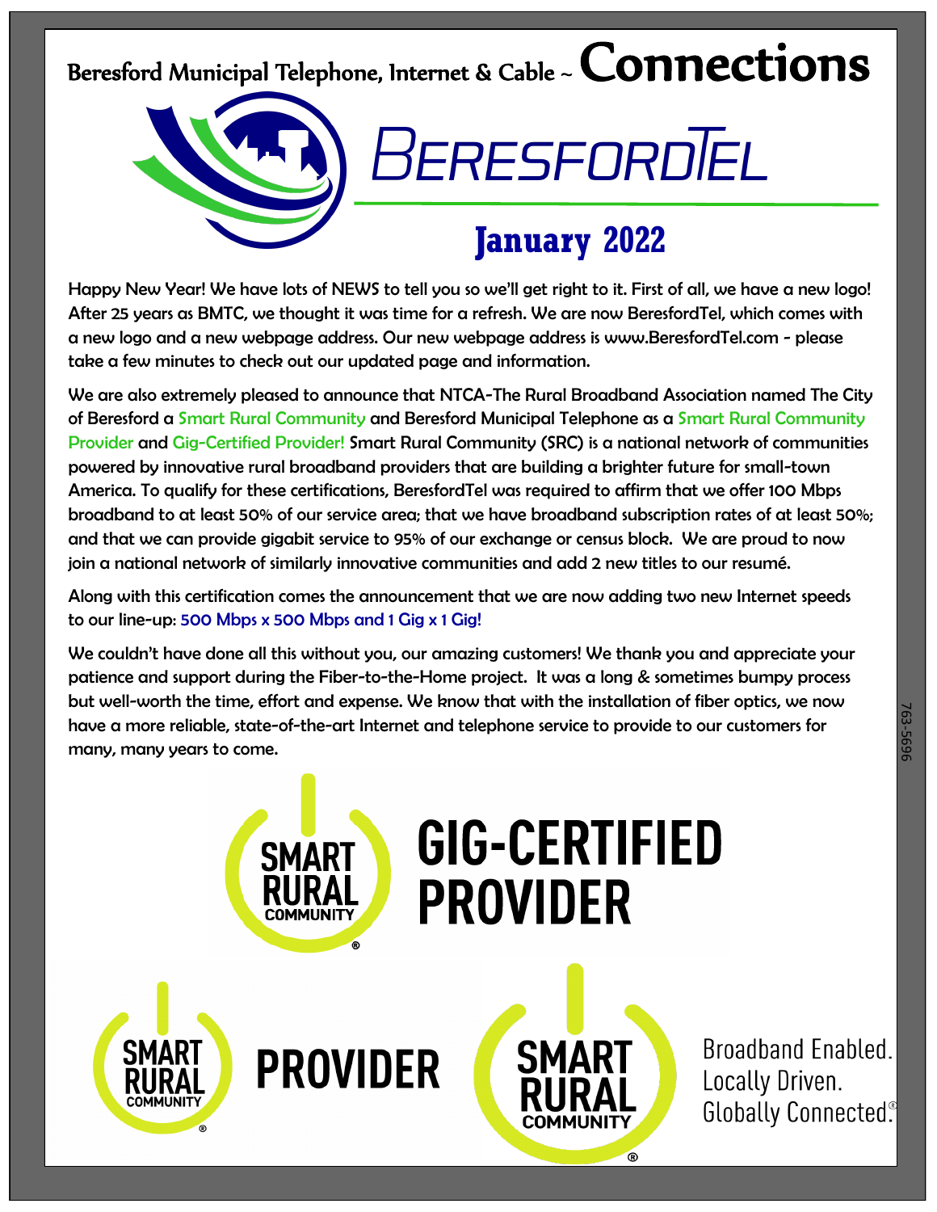# Beresford Municipal Telephone, Internet & Cable ~ Connections

BERESFORDTEL

## January 2022

Happy New Year! We have lots of NEWS to tell you so we'll get right to it. First of all, we have a new logo! After 25 years as BMTC, we thought it was time for a refresh. We are now BeresfordTel, which comes with a new logo and a new webpage address. Our new webpage address is www.BeresfordTel.com - please take a few minutes to check out our updated page and information.

We are also extremely pleased to announce that NTCA-The Rural Broadband Association named The City of Beresford a Smart Rural Community and Beresford Municipal Telephone as a Smart Rural Community Provider and Gig-Certified Provider! Smart Rural Community (SRC) is a national network of communities powered by innovative rural broadband providers that are building a brighter future for small-town America. To qualify for these certifications, BeresfordTel was required to affirm that we offer 100 Mbps broadband to at least 50% of our service area; that we have broadband subscription rates of at least 50%; and that we can provide gigabit service to 95% of our exchange or census block. We are proud to now join a national network of similarly innovative communities and add 2 new titles to our resumé.

Along with this certification comes the announcement that we are now adding two new Internet speeds to our line-up: 500 Mbps x 500 Mbps and 1 Gig x 1 Gig!

We couldn't have done all this without you, our amazing customers! We thank you and appreciate your patience and support during the Fiber-to-the-Home project. It was a long & sometimes bumpy process but well-worth the time, effort and expense. We know that with the installation of fiber optics, we now have a more reliable, state-of-the-art Internet and telephone service to provide to our customers for many, many years to come.

763-5696

SMART RURAL COMMUNITY® GIG-CERTIFIED PROVIDER

SMART RURAL COMMUNITY® PROVIDER

SMART RURAL COMMUNITY® Broadband Enabled. Locally Driven. Globally Connected.®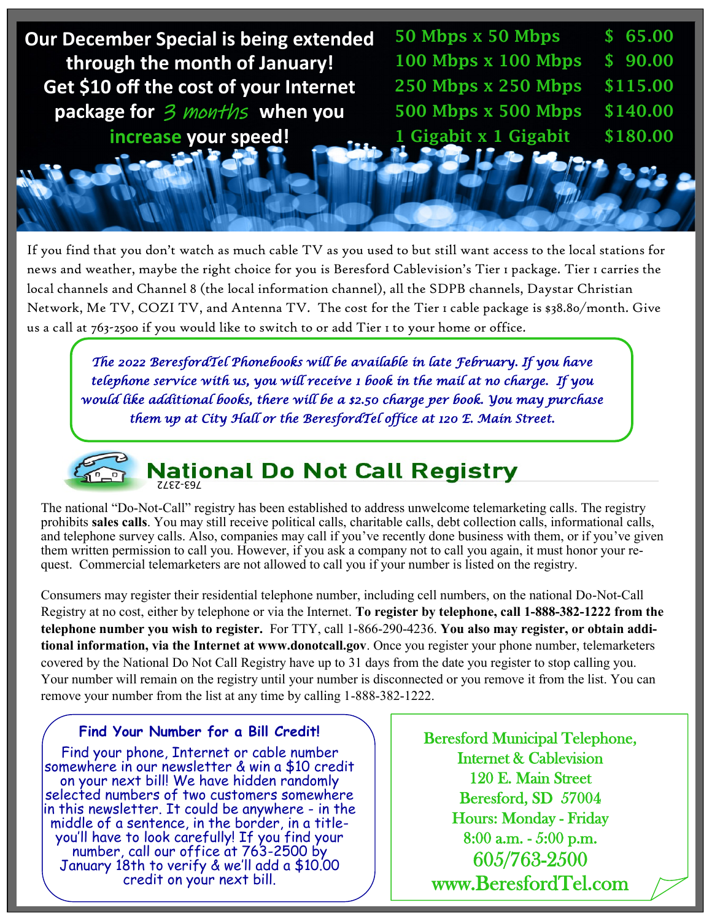**Our December Special is being extended through the month of January! Get $10 off the cost of your Internet package for *3 months* when you increase your speed!**

| | |
|---|---|
| 50 Mbps x 50 Mbps | $ 65.00 |
| 100 Mbps x 100 Mbps | $ 90.00 |
| 250 Mbps x 250 Mbps | $115.00 |
| 500 Mbps x 500 Mbps | $140.00 |
| 1 Gigabit x 1 Gigabit | $180.00 |

If you find that you don't watch as much cable TV as you used to but still want access to the local stations for news and weather, maybe the right choice for you is Beresford Cablevision's Tier 1 package. Tier 1 carries the local channels and Channel 8 (the local information channel), all the SDPB channels, Daystar Christian Network, Me TV, COZI TV, and Antenna TV. The cost for the Tier 1 cable package is $38.80/month. Give us a call at 763-2500 if you would like to switch to or add Tier 1 to your home or office.

*The 2022 BeresfordTel Phonebooks will be available in late February. If you have telephone service with us, you will receive 1 book in the mail at no charge. If you would like additional books, there will be a $2.50 charge per book. You may purchase them up at City Hall or the BeresfordTel office at 120 E. Main Street.*

## National Do Not Call Registry

763-2372

The national "Do-Not-Call" registry has been established to address unwelcome telemarketing calls. The registry prohibits **sales calls**. You may still receive political calls, charitable calls, debt collection calls, informational calls, and telephone survey calls. Also, companies may call if you've recently done business with them, or if you've given them written permission to call you. However, if you ask a company not to call you again, it must honor your request. Commercial telemarketers are not allowed to call you if your number is listed on the registry.

Consumers may register their residential telephone number, including cell numbers, on the national Do-Not-Call Registry at no cost, either by telephone or via the Internet. **To register by telephone, call 1-888-382-1222 from the telephone number you wish to register.** For TTY, call 1-866-290-4236. **You also may register, or obtain additional information, via the Internet at www.donotcall.gov**. Once you register your phone number, telemarketers covered by the National Do Not Call Registry have up to 31 days from the date you register to stop calling you. Your number will remain on the registry until your number is disconnected or you remove it from the list. You can remove your number from the list at any time by calling 1-888-382-1222.

### Find Your Number for a Bill Credit!

Find your phone, Internet or cable number somewhere in our newsletter & win a $10 credit on your next bill! We have hidden randomly selected numbers of two customers somewhere in this newsletter. It could be anywhere - in the middle of a sentence, in the border, in a title- you'll have to look carefully! If you find your number, call our office at 763-2500 by January 18th to verify & we'll add a $10.00 credit on your next bill.

Beresford Municipal Telephone, Internet & Cablevision
120 E. Main Street
Beresford, SD 57004
Hours: Monday - Friday
8:00 a.m. - 5:00 p.m.
605/763-2500
www.BeresfordTel.com